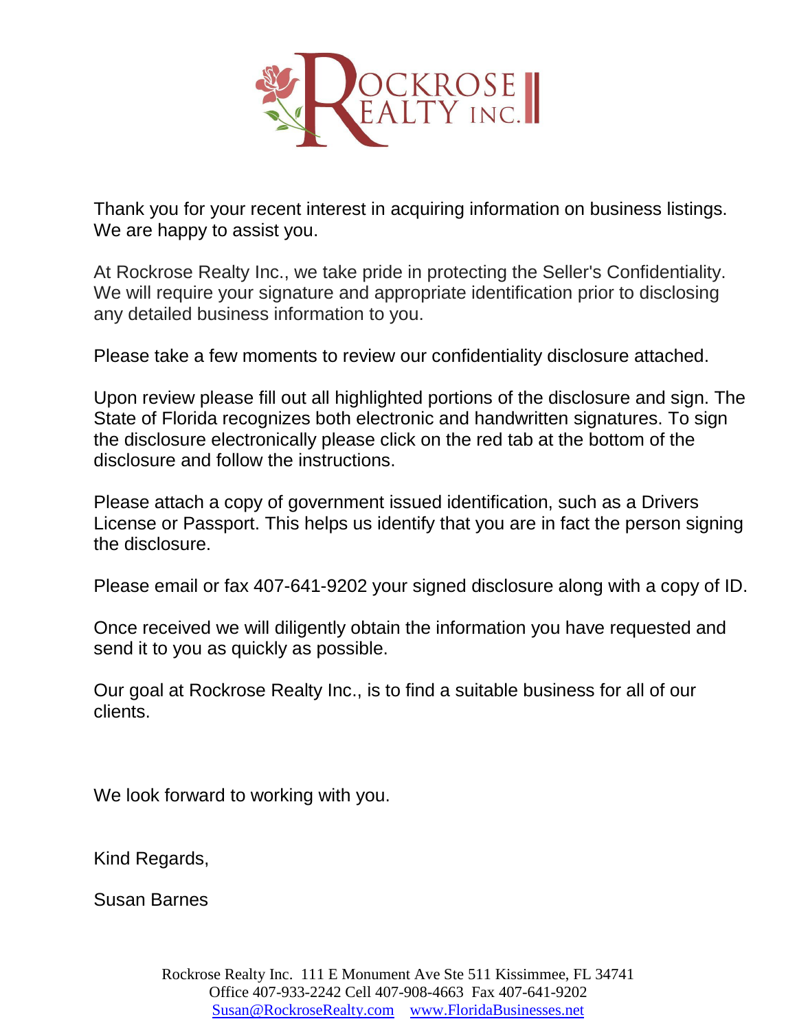Thank you for your recent interest in acquiring information on business listings. We are happy to assist you.

At Rockrose Realty Inc., we take pride in protecting the Seller's Confidentiality. We will require your signature and appropriate identification prior to disclosing any detailed business information to you.

Please take a few moments to review our confidentiality disclosure attached.

Upon review please fill out all highlighted portions of the disclosure and sign. The State of Florida recognizes both electronic and handwritten signatures. To sign the disclosure electronically please click on the red tab at the bottom of the disclosure and follow the instructions.

Please attach a copy of government issued identification, such as a Drivers License or Passport. This helps us identify that you are in fact the person signing the disclosure.

Please email or fax 407-641-9202 your signed disclosure along with a copy of ID.

Once received we will diligently obtain the information you have requested and send it to you as quickly as possible.

Our goal at Rockrose Realty Inc., is to find a suitable business for all of our clients.

We look forward to working with you.

Kind Regards,

Susan Barnes

Rockrose Realty Inc. 111 E Monument Ave Ste 511 Kissimmee, FL 34741
Office 407-933-2242 Cell 407-908-4663 Fax 407-641-9202
Susan@RockroseRealty.com www.FloridaBusinesses.net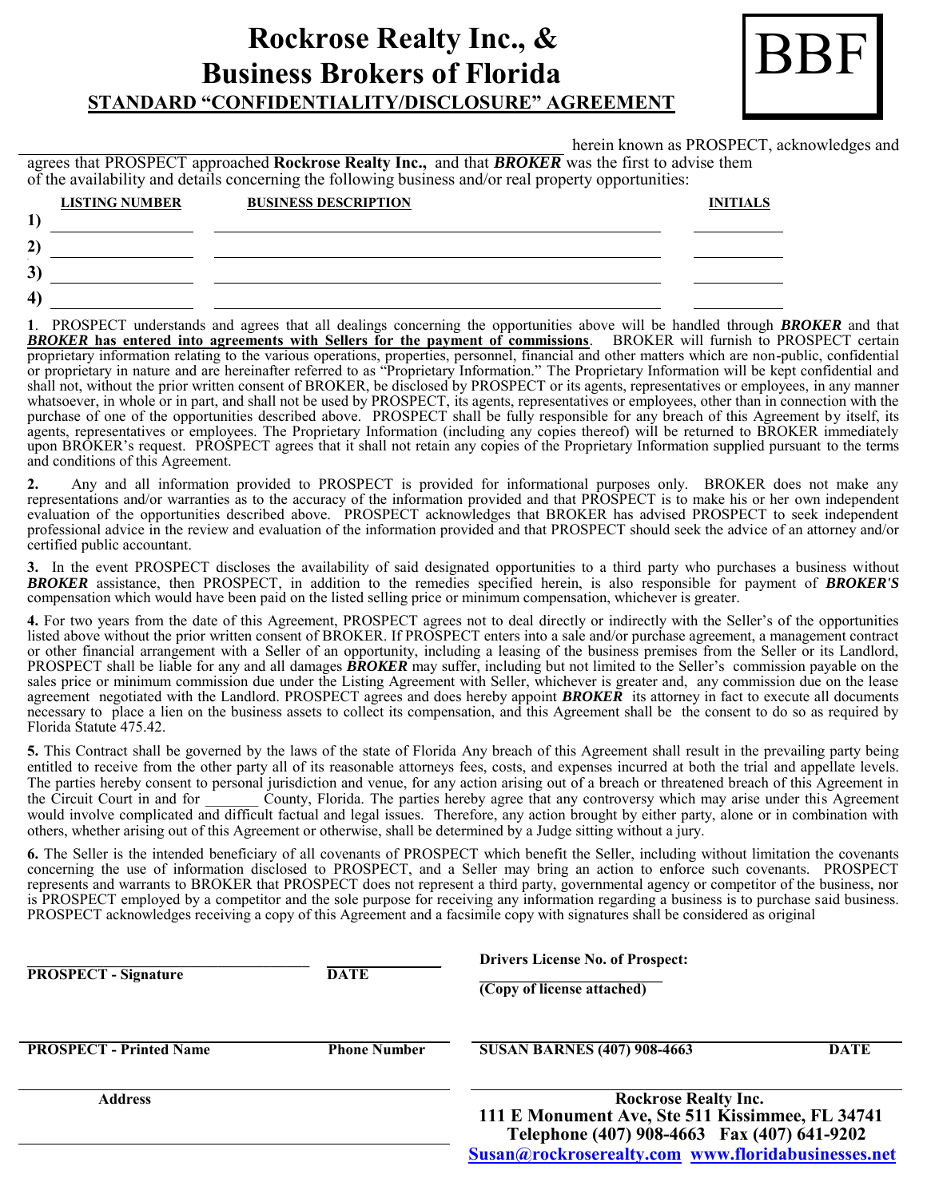# Rockrose Realty Inc., & Business Brokers of Florida

## STANDARD "CONFIDENTIALITY/DISCLOSURE" AGREEMENT

BBF

______________________________ herein known as PROSPECT, acknowledges and agrees that PROSPECT approached **Rockrose Realty Inc.,** and that ***BROKER*** was the first to advise them of the availability and details concerning the following business and/or real property opportunities:

| | LISTING NUMBER | BUSINESS DESCRIPTION | INITIALS |
|---|---|---|---|
| 1) | | | |
| 2) | | | |
| 3) | | | |
| 4) | | | |

**1**. PROSPECT understands and agrees that all dealings concerning the opportunities above will be handled through ***BROKER*** and that ***BROKER* has entered into agreements with Sellers for the payment of commissions**. BROKER will furnish to PROSPECT certain proprietary information relating to the various operations, properties, personnel, financial and other matters which are non-public, confidential or proprietary in nature and are hereinafter referred to as "Proprietary Information." The Proprietary Information will be kept confidential and shall not, without the prior written consent of BROKER, be disclosed by PROSPECT or its agents, representatives or employees, in any manner whatsoever, in whole or in part, and shall not be used by PROSPECT, its agents, representatives or employees, other than in connection with the purchase of one of the opportunities described above. PROSPECT shall be fully responsible for any breach of this Agreement by itself, its agents, representatives or employees. The Proprietary Information (including any copies thereof) will be returned to BROKER immediately upon BROKER's request. PROSPECT agrees that it shall not retain any copies of the Proprietary Information supplied pursuant to the terms and conditions of this Agreement.

**2.** Any and all information provided to PROSPECT is provided for informational purposes only. BROKER does not make any representations and/or warranties as to the accuracy of the information provided and that PROSPECT is to make his or her own independent evaluation of the opportunities described above. PROSPECT acknowledges that BROKER has advised PROSPECT to seek independent professional advice in the review and evaluation of the information provided and that PROSPECT should seek the advice of an attorney and/or certified public accountant.

**3.** In the event PROSPECT discloses the availability of said designated opportunities to a third party who purchases a business without ***BROKER*** assistance, then PROSPECT, in addition to the remedies specified herein, is also responsible for payment of ***BROKER'S*** compensation which would have been paid on the listed selling price or minimum compensation, whichever is greater.

**4.** For two years from the date of this Agreement, PROSPECT agrees not to deal directly or indirectly with the Seller's of the opportunities listed above without the prior written consent of BROKER. If PROSPECT enters into a sale and/or purchase agreement, a management contract or other financial arrangement with a Seller of an opportunity, including a leasing of the business premises from the Seller or its Landlord, PROSPECT shall be liable for any and all damages ***BROKER*** may suffer, including but not limited to the Seller's commission payable on the sales price or minimum commission due under the Listing Agreement with Seller, whichever is greater and, any commission due on the lease agreement negotiated with the Landlord. PROSPECT agrees and does hereby appoint ***BROKER*** its attorney in fact to execute all documents necessary to place a lien on the business assets to collect its compensation, and this Agreement shall be the consent to do so as required by Florida Statute 475.42.

**5.** This Contract shall be governed by the laws of the state of Florida Any breach of this Agreement shall result in the prevailing party being entitled to receive from the other party all of its reasonable attorneys fees, costs, and expenses incurred at both the trial and appellate levels. The parties hereby consent to personal jurisdiction and venue, for any action arising out of a breach or threatened breach of this Agreement in the Circuit Court in and for _______ County, Florida. The parties hereby agree that any controversy which may arise under this Agreement would involve complicated and difficult factual and legal issues. Therefore, any action brought by either party, alone or in combination with others, whether arising out of this Agreement or otherwise, shall be determined by a Judge sitting without a jury.

**6.** The Seller is the intended beneficiary of all covenants of PROSPECT which benefit the Seller, including without limitation the covenants concerning the use of information disclosed to PROSPECT, and a Seller may bring an action to enforce such covenants. PROSPECT represents and warrants to BROKER that PROSPECT does not represent a third party, governmental agency or competitor of the business, nor is PROSPECT employed by a competitor and the sole purpose for receiving any information regarding a business is to purchase said business. PROSPECT acknowledges receiving a copy of this Agreement and a facsimile copy with signatures shall be considered as original

**PROSPECT - Signature** **DATE**

**Drivers License No. of Prospect:**

**(Copy of license attached)**

**PROSPECT - Printed Name** **Phone Number**

**SUSAN BARNES (407) 908-4663** **DATE**

**Address**

**Rockrose Realty Inc.**
**111 E Monument Ave, Ste 511 Kissimmee, FL 34741**
**Telephone (407) 908-4663 Fax (407) 641-9202**
**Susan@rockroserealty.com www.floridabusinesses.net**